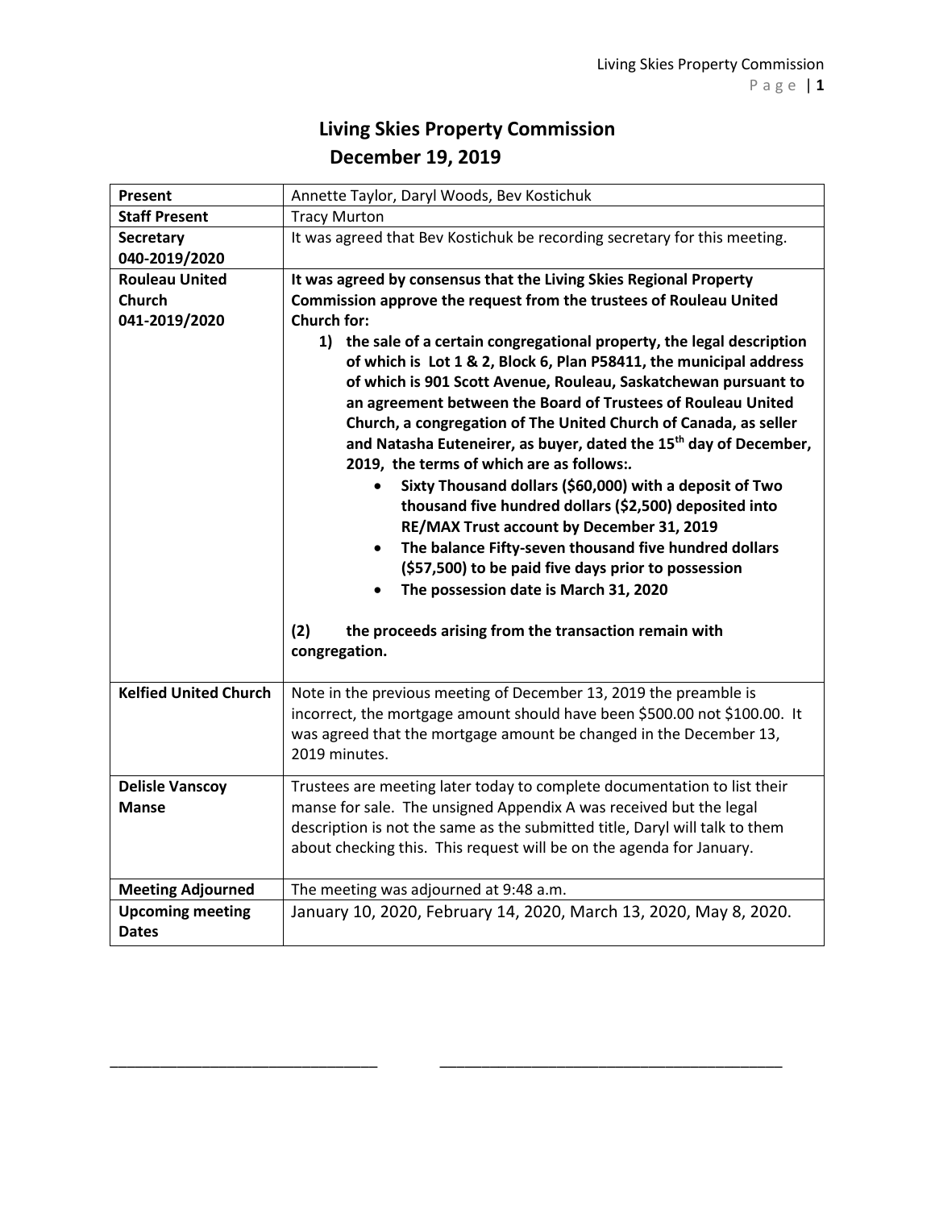# Living Skies Property Commission
## December 19, 2019

| | |
|---|---|
| **Present** | Annette Taylor, Daryl Woods, Bev Kostichuk |
| **Staff Present** | Tracy Murton |
| **Secretary 040-2019/2020** | It was agreed that Bev Kostichuk be recording secretary for this meeting. |
| **Rouleau United Church 041-2019/2020** | **It was agreed by consensus that the Living Skies Regional Property Commission approve the request from the trustees of Rouleau United Church for:**<br>**1) the sale of a certain congregational property, the legal description of which is Lot 1 & 2, Block 6, Plan P58411, the municipal address of which is 901 Scott Avenue, Rouleau, Saskatchewan pursuant to an agreement between the Board of Trustees of Rouleau United Church, a congregation of The United Church of Canada, as seller and Natasha Euteneirer, as buyer, dated the 15th day of December, 2019, the terms of which are as follows:.**<br>• **Sixty Thousand dollars ($60,000) with a deposit of Two thousand five hundred dollars ($2,500) deposited into RE/MAX Trust account by December 31, 2019**<br>• **The balance Fifty-seven thousand five hundred dollars ($57,500) to be paid five days prior to possession**<br>• **The possession date is March 31, 2020**<br><br>**(2) the proceeds arising from the transaction remain with congregation.** |
| **Kelfied United Church** | Note in the previous meeting of December 13, 2019 the preamble is incorrect, the mortgage amount should have been $500.00 not $100.00. It was agreed that the mortgage amount be changed in the December 13, 2019 minutes. |
| **Delisle Vanscoy Manse** | Trustees are meeting later today to complete documentation to list their manse for sale. The unsigned Appendix A was received but the legal description is not the same as the submitted title, Daryl will talk to them about checking this. This request will be on the agenda for January. |
| **Meeting Adjourned** | The meeting was adjourned at 9:48 a.m. |
| **Upcoming meeting Dates** | January 10, 2020, February 14, 2020, March 13, 2020, May 8, 2020. |

_______________________________ _________________________________________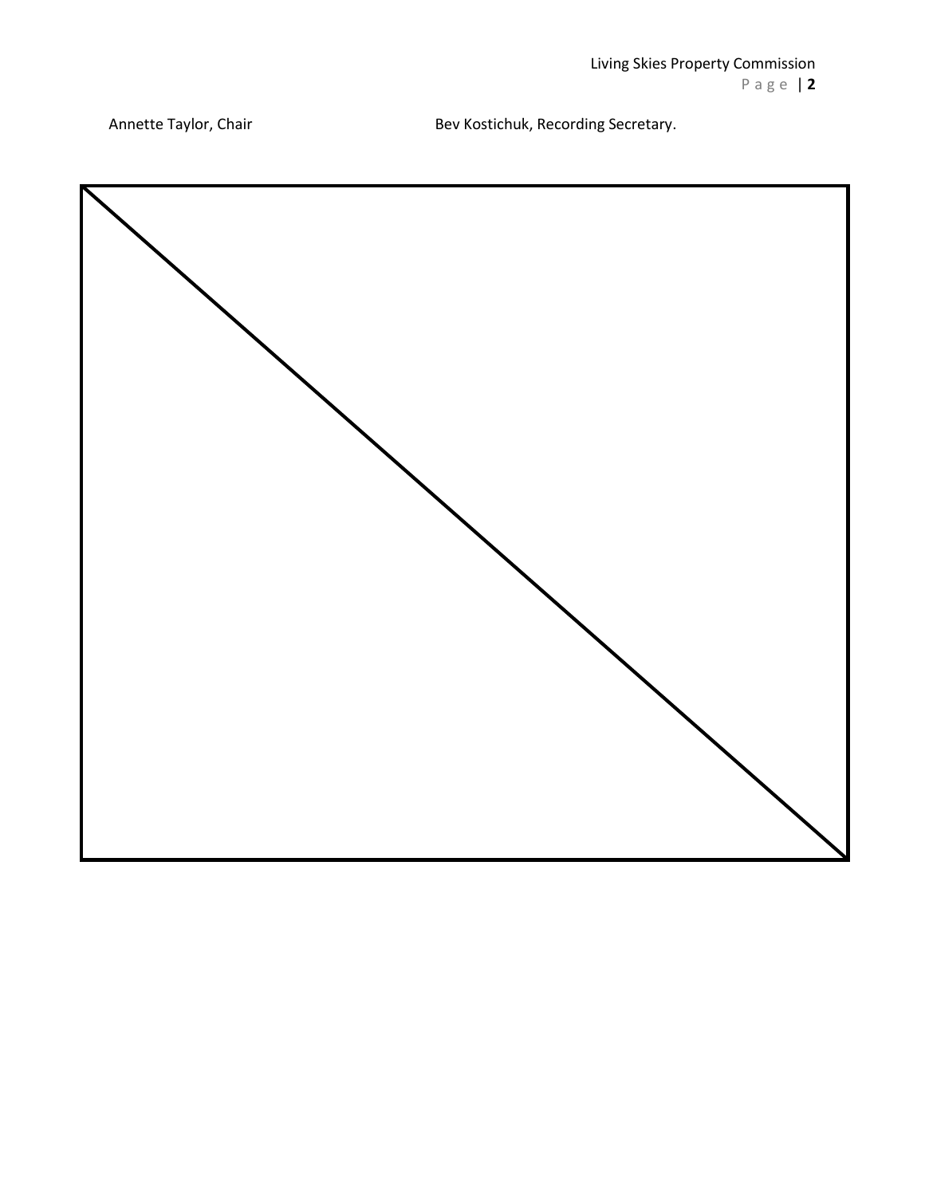Annette Taylor, Chair Bev Kostichuk, Recording Secretary.